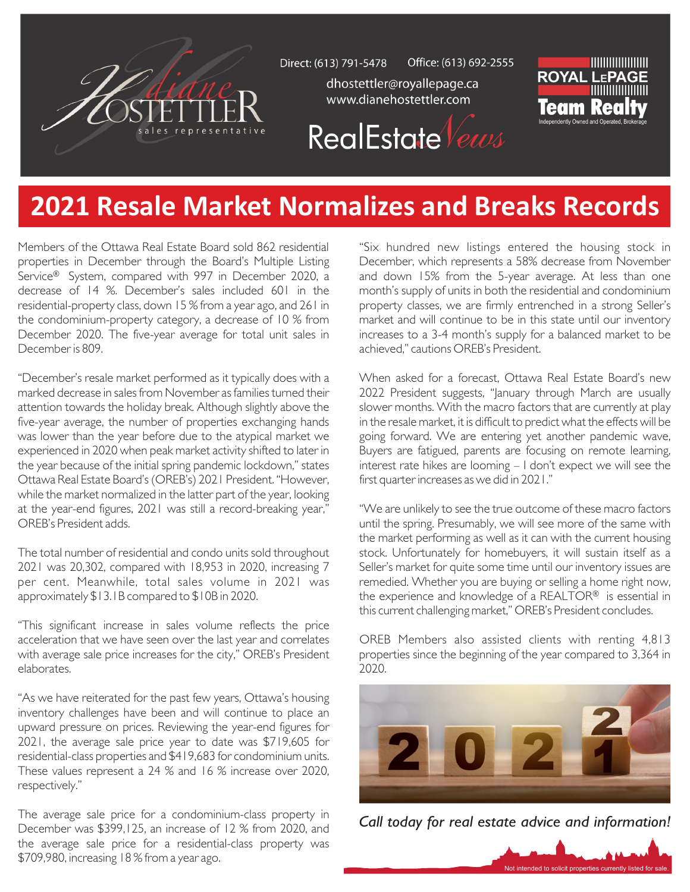Diane Hostettler
sales representative

Direct: (613) 791-5478 Office: (613) 692-2555
dhostettler@royallepage.ca
www.dianehostettler.com

RealEstate News

ROYAL LEPAGE
Team Realty
Independently Owned and Operated, Brokerage

# 2021 Resale Market Normalizes and Breaks Records

Members of the Ottawa Real Estate Board sold 862 residential properties in December through the Board's Multiple Listing Service® System, compared with 997 in December 2020, a decrease of 14 %. December's sales included 601 in the residential-property class, down 15 % from a year ago, and 261 in the condominium-property category, a decrease of 10 % from December 2020. The five-year average for total unit sales in December is 809.

"December's resale market performed as it typically does with a marked decrease in sales from November as families turned their attention towards the holiday break. Although slightly above the five-year average, the number of properties exchanging hands was lower than the year before due to the atypical market we experienced in 2020 when peak market activity shifted to later in the year because of the initial spring pandemic lockdown," states Ottawa Real Estate Board's (OREB's) 2021 President. "However, while the market normalized in the latter part of the year, looking at the year-end figures, 2021 was still a record-breaking year," OREB's President adds.

The total number of residential and condo units sold throughout 2021 was 20,302, compared with 18,953 in 2020, increasing 7 per cent. Meanwhile, total sales volume in 2021 was approximately $13.1B compared to $10B in 2020.

"This significant increase in sales volume reflects the price acceleration that we have seen over the last year and correlates with average sale price increases for the city," OREB's President elaborates.

"As we have reiterated for the past few years, Ottawa's housing inventory challenges have been and will continue to place an upward pressure on prices. Reviewing the year-end figures for 2021, the average sale price year to date was $719,605 for residential-class properties and $419,683 for condominium units. These values represent a 24 % and 16 % increase over 2020, respectively."

The average sale price for a condominium-class property in December was $399,125, an increase of 12 % from 2020, and the average sale price for a residential-class property was $709,980, increasing 18 % from a year ago.

"Six hundred new listings entered the housing stock in December, which represents a 58% decrease from November and down 15% from the 5-year average. At less than one month's supply of units in both the residential and condominium property classes, we are firmly entrenched in a strong Seller's market and will continue to be in this state until our inventory increases to a 3-4 month's supply for a balanced market to be achieved," cautions OREB's President.

When asked for a forecast, Ottawa Real Estate Board's new 2022 President suggests, "January through March are usually slower months. With the macro factors that are currently at play in the resale market, it is difficult to predict what the effects will be going forward. We are entering yet another pandemic wave, Buyers are fatigued, parents are focusing on remote learning, interest rate hikes are looming – I don't expect we will see the first quarter increases as we did in 2021."

"We are unlikely to see the true outcome of these macro factors until the spring. Presumably, we will see more of the same with the market performing as well as it can with the current housing stock. Unfortunately for homebuyers, it will sustain itself as a Seller's market for quite some time until our inventory issues are remedied. Whether you are buying or selling a home right now, the experience and knowledge of a REALTOR® is essential in this current challenging market," OREB's President concludes.

OREB Members also assisted clients with renting 4,813 properties since the beginning of the year compared to 3,364 in 2020.

*Call today for real estate advice and information!*

Not intended to solicit properties currently listed for sale.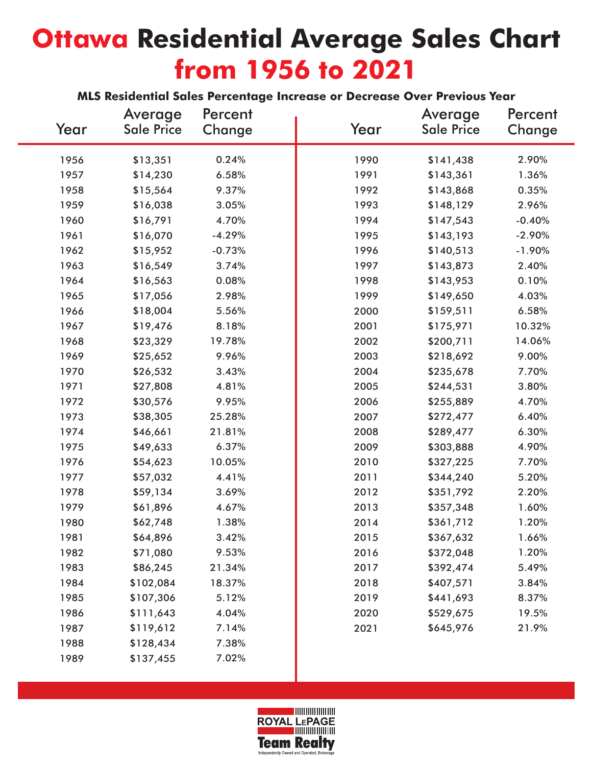# Ottawa Residential Average Sales Chart from 1956 to 2021

**MLS Residential Sales Percentage Increase or Decrease Over Previous Year**

| Year | Average Sale Price | Percent Change |
|---|---|---|
| 1956 | $13,351 | 0.24% |
| 1957 | $14,230 | 6.58% |
| 1958 | $15,564 | 9.37% |
| 1959 | $16,038 | 3.05% |
| 1960 | $16,791 | 4.70% |
| 1961 | $16,070 | -4.29% |
| 1962 | $15,952 | -0.73% |
| 1963 | $16,549 | 3.74% |
| 1964 | $16,563 | 0.08% |
| 1965 | $17,056 | 2.98% |
| 1966 | $18,004 | 5.56% |
| 1967 | $19,476 | 8.18% |
| 1968 | $23,329 | 19.78% |
| 1969 | $25,652 | 9.96% |
| 1970 | $26,532 | 3.43% |
| 1971 | $27,808 | 4.81% |
| 1972 | $30,576 | 9.95% |
| 1973 | $38,305 | 25.28% |
| 1974 | $46,661 | 21.81% |
| 1975 | $49,633 | 6.37% |
| 1976 | $54,623 | 10.05% |
| 1977 | $57,032 | 4.41% |
| 1978 | $59,134 | 3.69% |
| 1979 | $61,896 | 4.67% |
| 1980 | $62,748 | 1.38% |
| 1981 | $64,896 | 3.42% |
| 1982 | $71,080 | 9.53% |
| 1983 | $86,245 | 21.34% |
| 1984 | $102,084 | 18.37% |
| 1985 | $107,306 | 5.12% |
| 1986 | $111,643 | 4.04% |
| 1987 | $119,612 | 7.14% |
| 1988 | $128,434 | 7.38% |
| 1989 | $137,455 | 7.02% |
| 1990 | $141,438 | 2.90% |
| 1991 | $143,361 | 1.36% |
| 1992 | $143,868 | 0.35% |
| 1993 | $148,129 | 2.96% |
| 1994 | $147,543 | -0.40% |
| 1995 | $143,193 | -2.90% |
| 1996 | $140,513 | -1.90% |
| 1997 | $143,873 | 2.40% |
| 1998 | $143,953 | 0.10% |
| 1999 | $149,650 | 4.03% |
| 2000 | $159,511 | 6.58% |
| 2001 | $175,971 | 10.32% |
| 2002 | $200,711 | 14.06% |
| 2003 | $218,692 | 9.00% |
| 2004 | $235,678 | 7.70% |
| 2005 | $244,531 | 3.80% |
| 2006 | $255,889 | 4.70% |
| 2007 | $272,477 | 6.40% |
| 2008 | $289,477 | 6.30% |
| 2009 | $303,888 | 4.90% |
| 2010 | $327,225 | 7.70% |
| 2011 | $344,240 | 5.20% |
| 2012 | $351,792 | 2.20% |
| 2013 | $357,348 | 1.60% |
| 2014 | $361,712 | 1.20% |
| 2015 | $367,632 | 1.66% |
| 2016 | $372,048 | 1.20% |
| 2017 | $392,474 | 5.49% |
| 2018 | $407,571 | 3.84% |
| 2019 | $441,693 | 8.37% |
| 2020 | $529,675 | 19.5% |
| 2021 | $645,976 | 21.9% |

ROYAL LEPAGE
Team Realty
Independently Owned and Operated, Brokerage